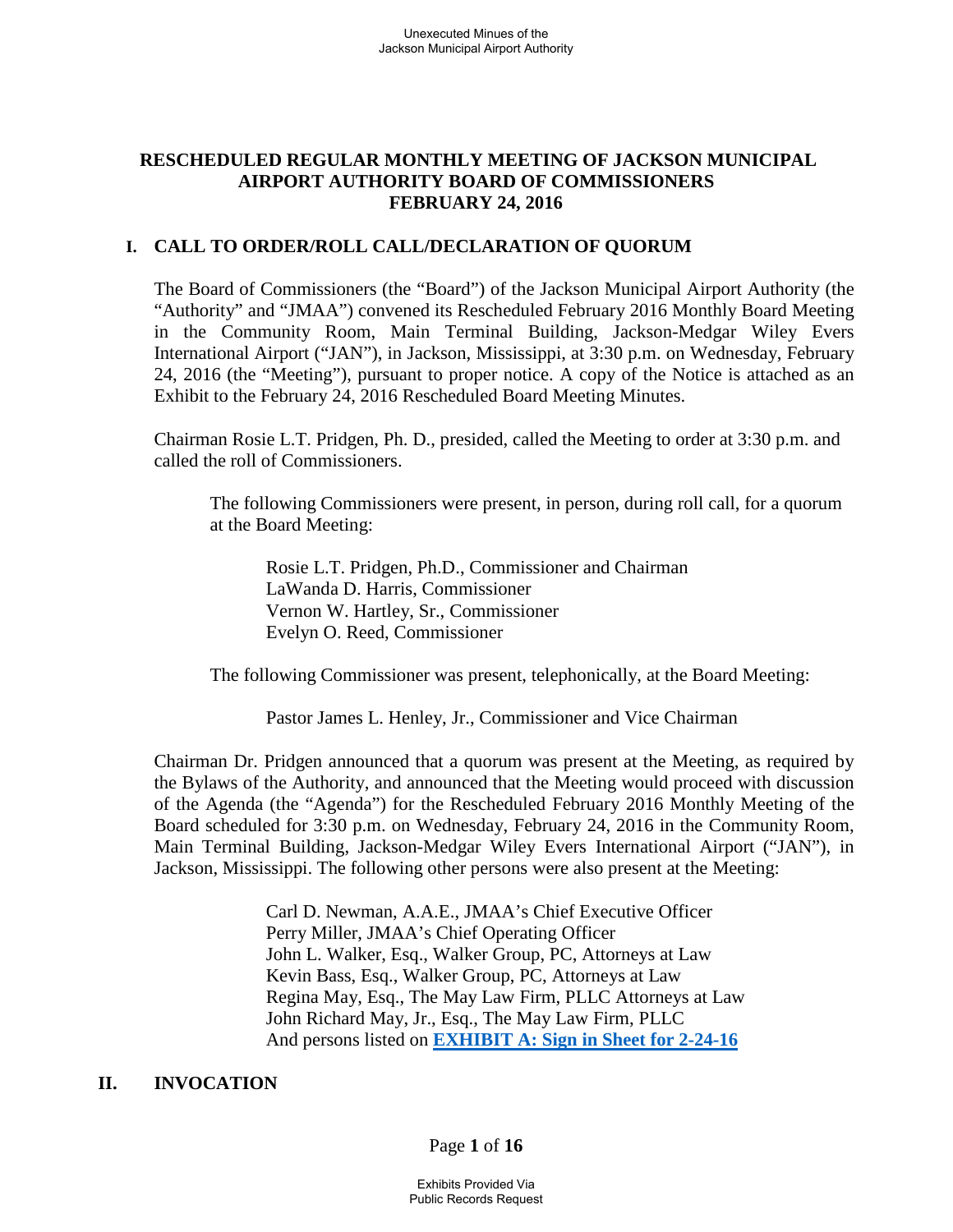# RESCHEDULED REGULAR MONTHLY MEETING OF JACKSON MUNICIPAL AIRPORT AUTHORITY BOARD OF COMMISSIONERS FEBRUARY 24, 2016

## I. CALL TO ORDER/ROLL CALL/DECLARATION OF QUORUM

The Board of Commissioners (the "Board") of the Jackson Municipal Airport Authority (the "Authority" and "JMAA") convened its Rescheduled February 2016 Monthly Board Meeting in the Community Room, Main Terminal Building, Jackson-Medgar Wiley Evers International Airport ("JAN"), in Jackson, Mississippi, at 3:30 p.m. on Wednesday, February 24, 2016 (the "Meeting"), pursuant to proper notice. A copy of the Notice is attached as an Exhibit to the February 24, 2016 Rescheduled Board Meeting Minutes.

Chairman Rosie L.T. Pridgen, Ph. D., presided, called the Meeting to order at 3:30 p.m. and called the roll of Commissioners.

The following Commissioners were present, in person, during roll call, for a quorum at the Board Meeting:

Rosie L.T. Pridgen, Ph.D., Commissioner and Chairman
LaWanda D. Harris, Commissioner
Vernon W. Hartley, Sr., Commissioner
Evelyn O. Reed, Commissioner

The following Commissioner was present, telephonically, at the Board Meeting:

Pastor James L. Henley, Jr., Commissioner and Vice Chairman

Chairman Dr. Pridgen announced that a quorum was present at the Meeting, as required by the Bylaws of the Authority, and announced that the Meeting would proceed with discussion of the Agenda (the "Agenda") for the Rescheduled February 2016 Monthly Meeting of the Board scheduled for 3:30 p.m. on Wednesday, February 24, 2016 in the Community Room, Main Terminal Building, Jackson-Medgar Wiley Evers International Airport ("JAN"), in Jackson, Mississippi. The following other persons were also present at the Meeting:

Carl D. Newman, A.A.E., JMAA's Chief Executive Officer
Perry Miller, JMAA's Chief Operating Officer
John L. Walker, Esq., Walker Group, PC, Attorneys at Law
Kevin Bass, Esq., Walker Group, PC, Attorneys at Law
Regina May, Esq., The May Law Firm, PLLC Attorneys at Law
John Richard May, Jr., Esq., The May Law Firm, PLLC
And persons listed on **EXHIBIT A: Sign in Sheet for 2-24-16**

## II. INVOCATION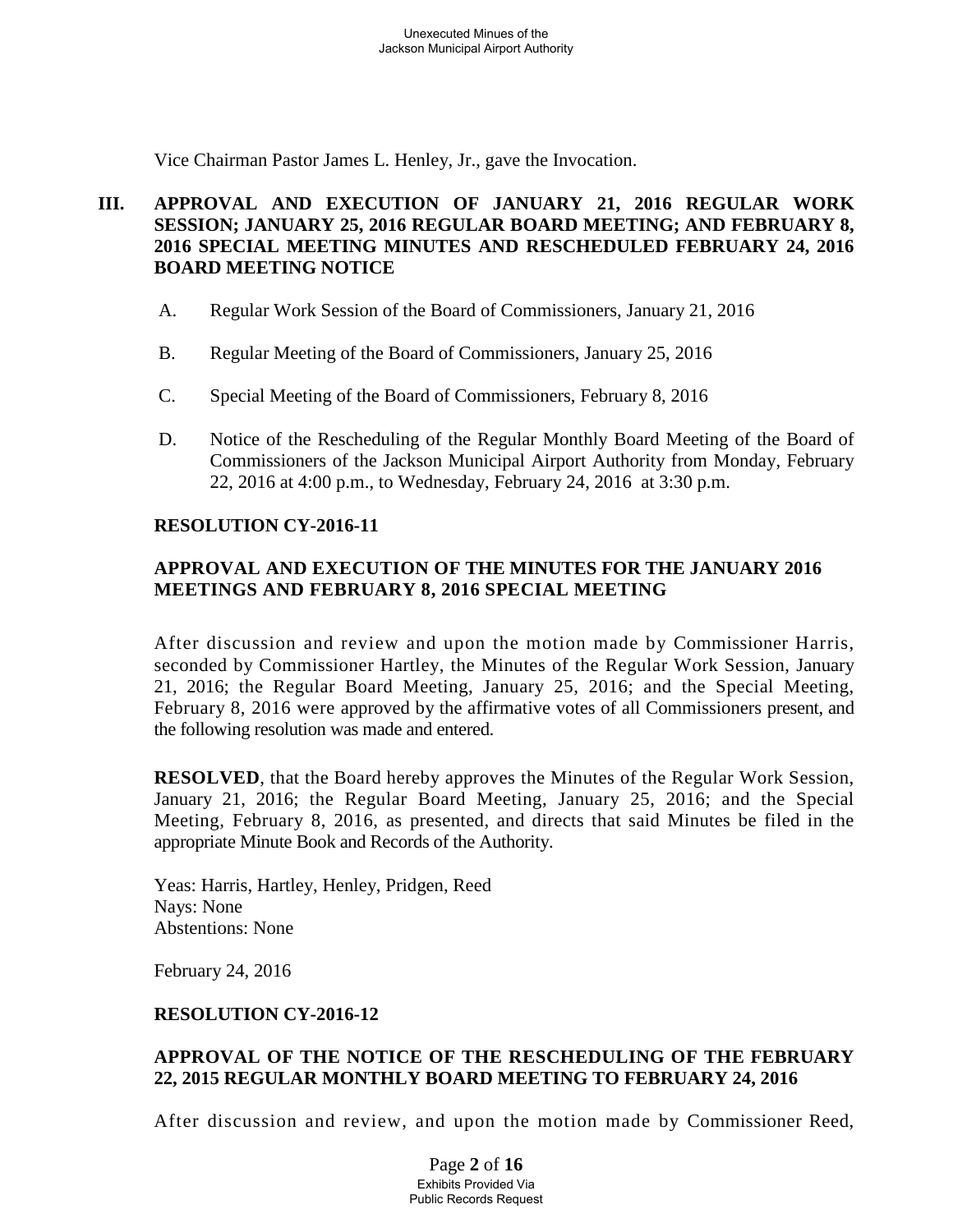Vice Chairman Pastor James L. Henley, Jr., gave the Invocation.

## III. APPROVAL AND EXECUTION OF JANUARY 21, 2016 REGULAR WORK SESSION; JANUARY 25, 2016 REGULAR BOARD MEETING; AND FEBRUARY 8, 2016 SPECIAL MEETING MINUTES AND RESCHEDULED FEBRUARY 24, 2016 BOARD MEETING NOTICE

A. Regular Work Session of the Board of Commissioners, January 21, 2016

B. Regular Meeting of the Board of Commissioners, January 25, 2016

C. Special Meeting of the Board of Commissioners, February 8, 2016

D. Notice of the Rescheduling of the Regular Monthly Board Meeting of the Board of Commissioners of the Jackson Municipal Airport Authority from Monday, February 22, 2016 at 4:00 p.m., to Wednesday, February 24, 2016 at 3:30 p.m.

**RESOLUTION CY-2016-11**

**APPROVAL AND EXECUTION OF THE MINUTES FOR THE JANUARY 2016 MEETINGS AND FEBRUARY 8, 2016 SPECIAL MEETING**

After discussion and review and upon the motion made by Commissioner Harris, seconded by Commissioner Hartley, the Minutes of the Regular Work Session, January 21, 2016; the Regular Board Meeting, January 25, 2016; and the Special Meeting, February 8, 2016 were approved by the affirmative votes of all Commissioners present, and the following resolution was made and entered.

**RESOLVED**, that the Board hereby approves the Minutes of the Regular Work Session, January 21, 2016; the Regular Board Meeting, January 25, 2016; and the Special Meeting, February 8, 2016, as presented, and directs that said Minutes be filed in the appropriate Minute Book and Records of the Authority.

Yeas: Harris, Hartley, Henley, Pridgen, Reed
Nays: None
Abstentions: None

February 24, 2016

**RESOLUTION CY-2016-12**

**APPROVAL OF THE NOTICE OF THE RESCHEDULING OF THE FEBRUARY 22, 2015 REGULAR MONTHLY BOARD MEETING TO FEBRUARY 24, 2016**

After discussion and review, and upon the motion made by Commissioner Reed,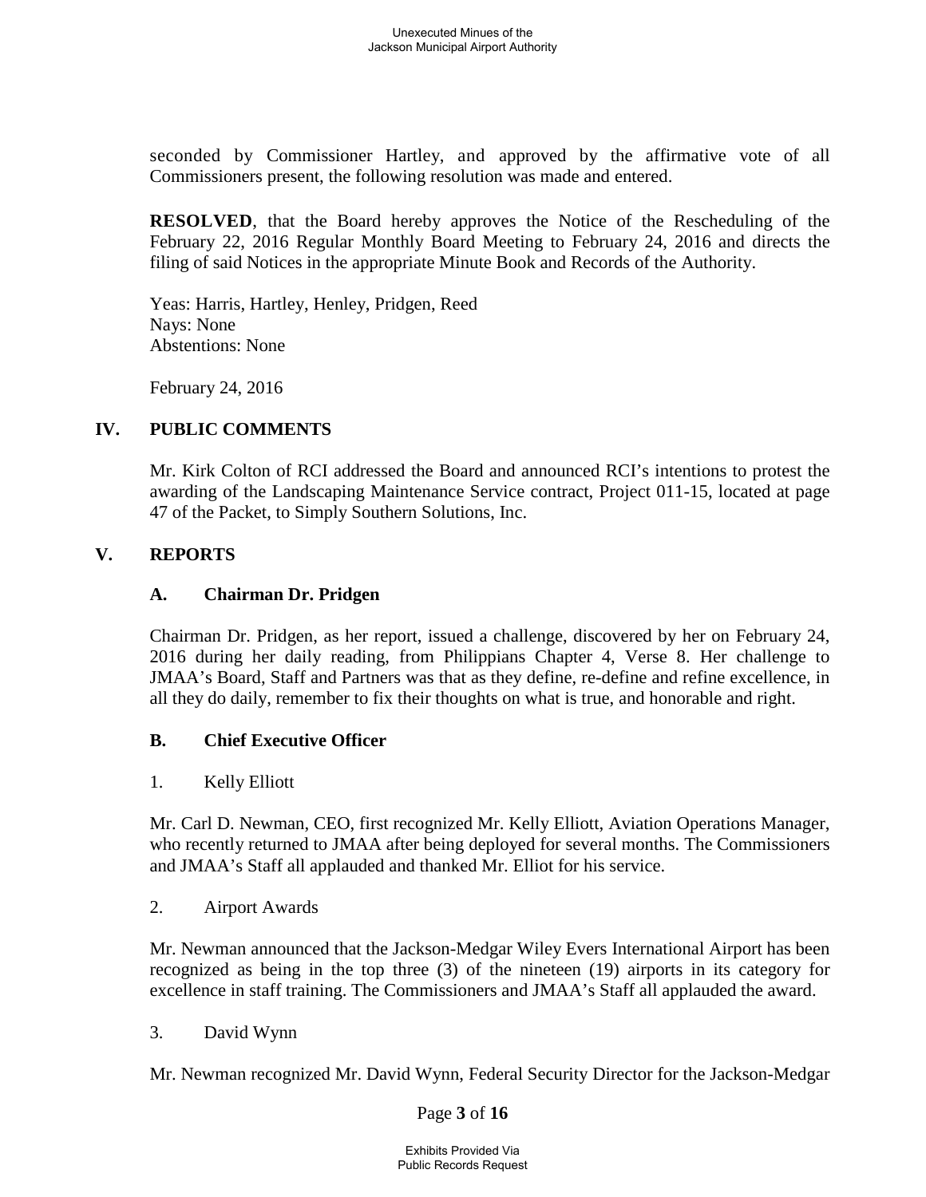seconded by Commissioner Hartley, and approved by the affirmative vote of all Commissioners present, the following resolution was made and entered.

**RESOLVED**, that the Board hereby approves the Notice of the Rescheduling of the February 22, 2016 Regular Monthly Board Meeting to February 24, 2016 and directs the filing of said Notices in the appropriate Minute Book and Records of the Authority.

Yeas: Harris, Hartley, Henley, Pridgen, Reed
Nays: None
Abstentions: None

February 24, 2016

## IV. PUBLIC COMMENTS

Mr. Kirk Colton of RCI addressed the Board and announced RCI's intentions to protest the awarding of the Landscaping Maintenance Service contract, Project 011-15, located at page 47 of the Packet, to Simply Southern Solutions, Inc.

## V. REPORTS

### A. Chairman Dr. Pridgen

Chairman Dr. Pridgen, as her report, issued a challenge, discovered by her on February 24, 2016 during her daily reading, from Philippians Chapter 4, Verse 8. Her challenge to JMAA's Board, Staff and Partners was that as they define, re-define and refine excellence, in all they do daily, remember to fix their thoughts on what is true, and honorable and right.

### B. Chief Executive Officer

1. Kelly Elliott

Mr. Carl D. Newman, CEO, first recognized Mr. Kelly Elliott, Aviation Operations Manager, who recently returned to JMAA after being deployed for several months. The Commissioners and JMAA's Staff all applauded and thanked Mr. Elliot for his service.

2. Airport Awards

Mr. Newman announced that the Jackson-Medgar Wiley Evers International Airport has been recognized as being in the top three (3) of the nineteen (19) airports in its category for excellence in staff training. The Commissioners and JMAA's Staff all applauded the award.

3. David Wynn

Mr. Newman recognized Mr. David Wynn, Federal Security Director for the Jackson-Medgar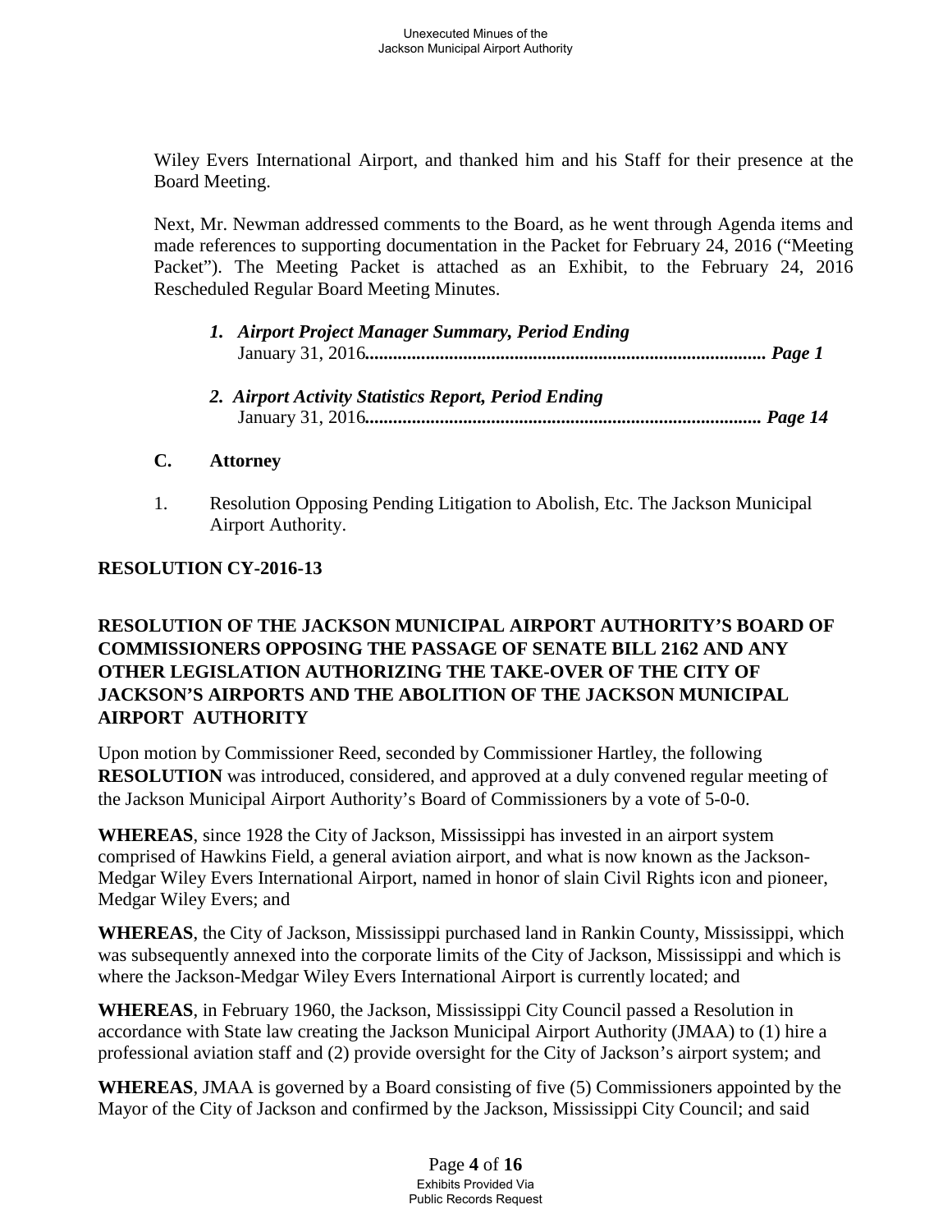Wiley Evers International Airport, and thanked him and his Staff for their presence at the Board Meeting.

Next, Mr. Newman addressed comments to the Board, as he went through Agenda items and made references to supporting documentation in the Packet for February 24, 2016 ("Meeting Packet"). The Meeting Packet is attached as an Exhibit, to the February 24, 2016 Rescheduled Regular Board Meeting Minutes.

1. ***Airport Project Manager Summary, Period Ending***
   January 31, 2016**.................................................................................. *Page 1***

2. ***Airport Activity Statistics Report, Period Ending***
   January 31, 2016**.................................................................................. *Page 14***

**C. Attorney**

1. Resolution Opposing Pending Litigation to Abolish, Etc. The Jackson Municipal Airport Authority.

**RESOLUTION CY-2016-13**

**RESOLUTION OF THE JACKSON MUNICIPAL AIRPORT AUTHORITY'S BOARD OF COMMISSIONERS OPPOSING THE PASSAGE OF SENATE BILL 2162 AND ANY OTHER LEGISLATION AUTHORIZING THE TAKE-OVER OF THE CITY OF JACKSON'S AIRPORTS AND THE ABOLITION OF THE JACKSON MUNICIPAL AIRPORT AUTHORITY**

Upon motion by Commissioner Reed, seconded by Commissioner Hartley, the following **RESOLUTION** was introduced, considered, and approved at a duly convened regular meeting of the Jackson Municipal Airport Authority's Board of Commissioners by a vote of 5-0-0.

**WHEREAS**, since 1928 the City of Jackson, Mississippi has invested in an airport system comprised of Hawkins Field, a general aviation airport, and what is now known as the Jackson-Medgar Wiley Evers International Airport, named in honor of slain Civil Rights icon and pioneer, Medgar Wiley Evers; and

**WHEREAS**, the City of Jackson, Mississippi purchased land in Rankin County, Mississippi, which was subsequently annexed into the corporate limits of the City of Jackson, Mississippi and which is where the Jackson-Medgar Wiley Evers International Airport is currently located; and

**WHEREAS**, in February 1960, the Jackson, Mississippi City Council passed a Resolution in accordance with State law creating the Jackson Municipal Airport Authority (JMAA) to (1) hire a professional aviation staff and (2) provide oversight for the City of Jackson's airport system; and

**WHEREAS**, JMAA is governed by a Board consisting of five (5) Commissioners appointed by the Mayor of the City of Jackson and confirmed by the Jackson, Mississippi City Council; and said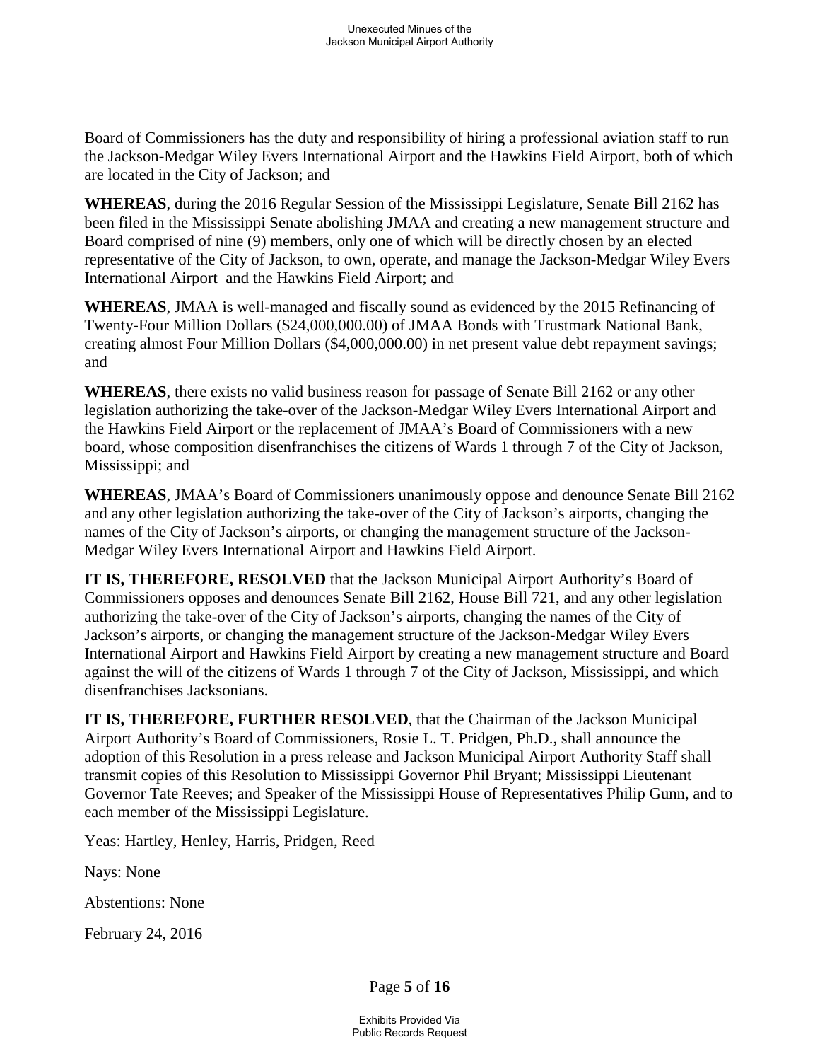Board of Commissioners has the duty and responsibility of hiring a professional aviation staff to run the Jackson-Medgar Wiley Evers International Airport and the Hawkins Field Airport, both of which are located in the City of Jackson; and

**WHEREAS**, during the 2016 Regular Session of the Mississippi Legislature, Senate Bill 2162 has been filed in the Mississippi Senate abolishing JMAA and creating a new management structure and Board comprised of nine (9) members, only one of which will be directly chosen by an elected representative of the City of Jackson, to own, operate, and manage the Jackson-Medgar Wiley Evers International Airport and the Hawkins Field Airport; and

**WHEREAS**, JMAA is well-managed and fiscally sound as evidenced by the 2015 Refinancing of Twenty-Four Million Dollars ($24,000,000.00) of JMAA Bonds with Trustmark National Bank, creating almost Four Million Dollars ($4,000,000.00) in net present value debt repayment savings; and

**WHEREAS**, there exists no valid business reason for passage of Senate Bill 2162 or any other legislation authorizing the take-over of the Jackson-Medgar Wiley Evers International Airport and the Hawkins Field Airport or the replacement of JMAA's Board of Commissioners with a new board, whose composition disenfranchises the citizens of Wards 1 through 7 of the City of Jackson, Mississippi; and

**WHEREAS**, JMAA's Board of Commissioners unanimously oppose and denounce Senate Bill 2162 and any other legislation authorizing the take-over of the City of Jackson's airports, changing the names of the City of Jackson's airports, or changing the management structure of the Jackson-Medgar Wiley Evers International Airport and Hawkins Field Airport.

**IT IS, THEREFORE, RESOLVED** that the Jackson Municipal Airport Authority's Board of Commissioners opposes and denounces Senate Bill 2162, House Bill 721, and any other legislation authorizing the take-over of the City of Jackson's airports, changing the names of the City of Jackson's airports, or changing the management structure of the Jackson-Medgar Wiley Evers International Airport and Hawkins Field Airport by creating a new management structure and Board against the will of the citizens of Wards 1 through 7 of the City of Jackson, Mississippi, and which disenfranchises Jacksonians.

**IT IS, THEREFORE, FURTHER RESOLVED**, that the Chairman of the Jackson Municipal Airport Authority's Board of Commissioners, Rosie L. T. Pridgen, Ph.D., shall announce the adoption of this Resolution in a press release and Jackson Municipal Airport Authority Staff shall transmit copies of this Resolution to Mississippi Governor Phil Bryant; Mississippi Lieutenant Governor Tate Reeves; and Speaker of the Mississippi House of Representatives Philip Gunn, and to each member of the Mississippi Legislature.

Yeas: Hartley, Henley, Harris, Pridgen, Reed

Nays: None

Abstentions: None

February 24, 2016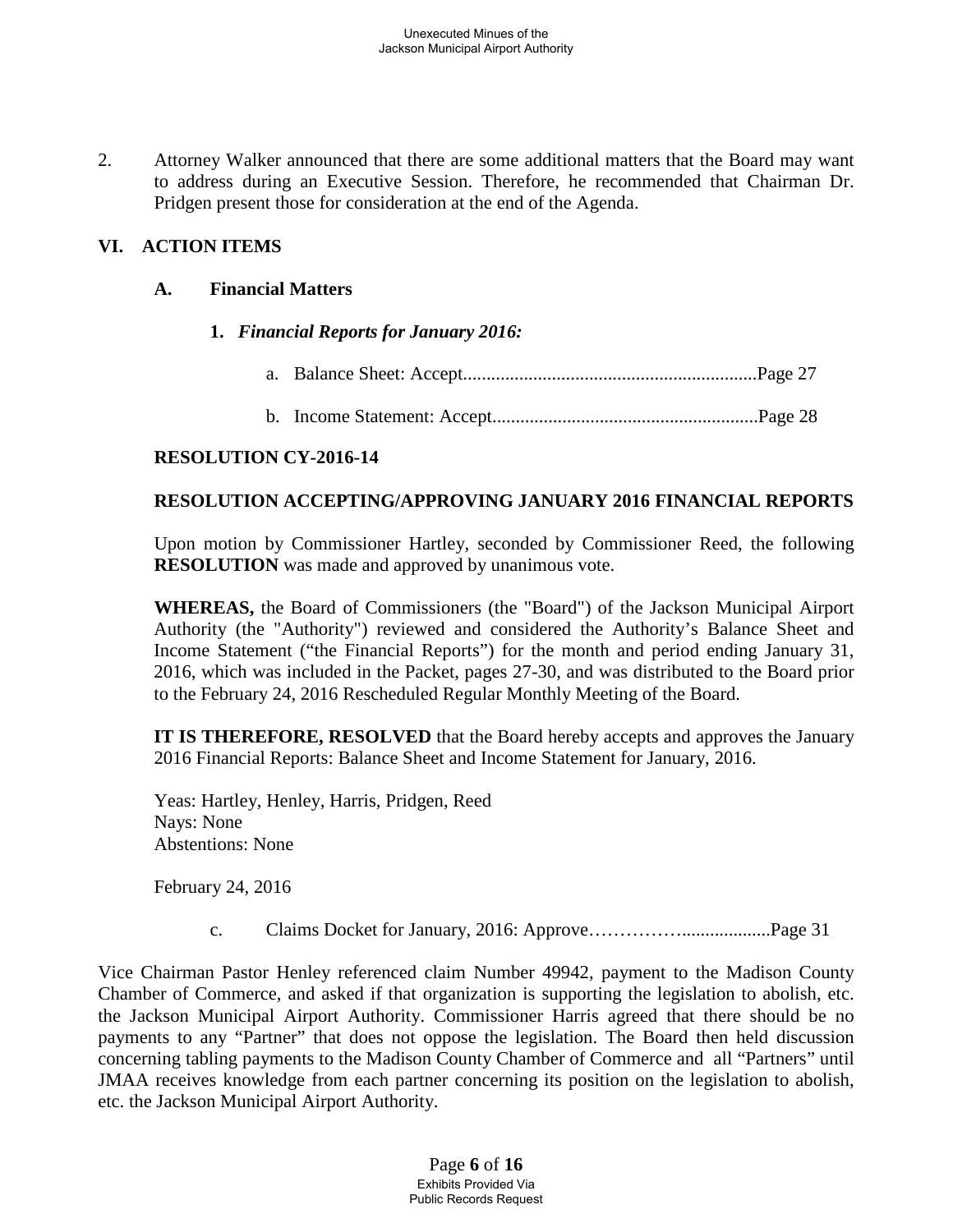2. Attorney Walker announced that there are some additional matters that the Board may want to address during an Executive Session. Therefore, he recommended that Chairman Dr. Pridgen present those for consideration at the end of the Agenda.

## VI. ACTION ITEMS

### A. Financial Matters

**1. *Financial Reports for January 2016:***

a. Balance Sheet: Accept...............................................................Page 27

b. Income Statement: Accept.........................................................Page 28

**RESOLUTION CY-2016-14**

**RESOLUTION ACCEPTING/APPROVING JANUARY 2016 FINANCIAL REPORTS**

Upon motion by Commissioner Hartley, seconded by Commissioner Reed, the following **RESOLUTION** was made and approved by unanimous vote.

**WHEREAS,** the Board of Commissioners (the "Board") of the Jackson Municipal Airport Authority (the "Authority") reviewed and considered the Authority's Balance Sheet and Income Statement ("the Financial Reports") for the month and period ending January 31, 2016, which was included in the Packet, pages 27-30, and was distributed to the Board prior to the February 24, 2016 Rescheduled Regular Monthly Meeting of the Board.

**IT IS THEREFORE, RESOLVED** that the Board hereby accepts and approves the January 2016 Financial Reports: Balance Sheet and Income Statement for January, 2016.

Yeas: Hartley, Henley, Harris, Pridgen, Reed
Nays: None
Abstentions: None

February 24, 2016

c. Claims Docket for January, 2016: Approve……………...................Page 31

Vice Chairman Pastor Henley referenced claim Number 49942, payment to the Madison County Chamber of Commerce, and asked if that organization is supporting the legislation to abolish, etc. the Jackson Municipal Airport Authority. Commissioner Harris agreed that there should be no payments to any "Partner" that does not oppose the legislation. The Board then held discussion concerning tabling payments to the Madison County Chamber of Commerce and all "Partners" until JMAA receives knowledge from each partner concerning its position on the legislation to abolish, etc. the Jackson Municipal Airport Authority.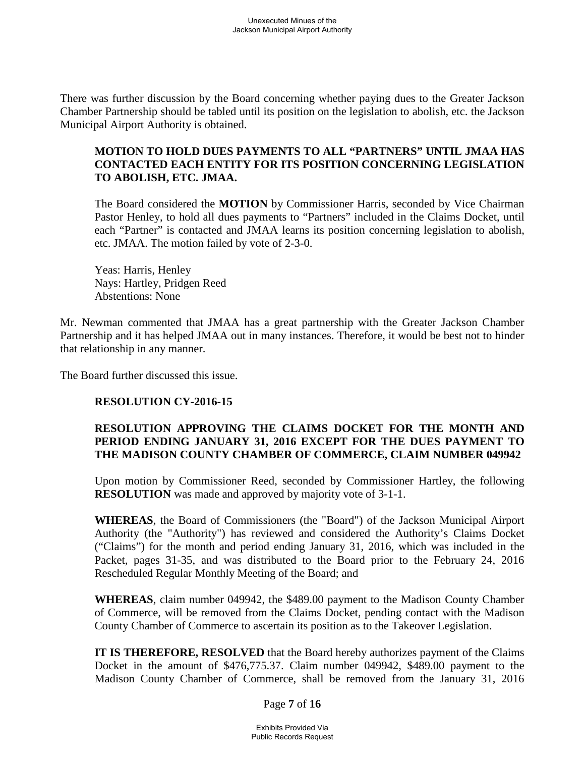There was further discussion by the Board concerning whether paying dues to the Greater Jackson Chamber Partnership should be tabled until its position on the legislation to abolish, etc. the Jackson Municipal Airport Authority is obtained.

**MOTION TO HOLD DUES PAYMENTS TO ALL "PARTNERS" UNTIL JMAA HAS CONTACTED EACH ENTITY FOR ITS POSITION CONCERNING LEGISLATION TO ABOLISH, ETC. JMAA.**

The Board considered the **MOTION** by Commissioner Harris, seconded by Vice Chairman Pastor Henley, to hold all dues payments to "Partners" included in the Claims Docket, until each "Partner" is contacted and JMAA learns its position concerning legislation to abolish, etc. JMAA. The motion failed by vote of 2-3-0.

Yeas: Harris, Henley
Nays: Hartley, Pridgen Reed
Abstentions: None

Mr. Newman commented that JMAA has a great partnership with the Greater Jackson Chamber Partnership and it has helped JMAA out in many instances. Therefore, it would be best not to hinder that relationship in any manner.

The Board further discussed this issue.

**RESOLUTION CY-2016-15**

**RESOLUTION APPROVING THE CLAIMS DOCKET FOR THE MONTH AND PERIOD ENDING JANUARY 31, 2016 EXCEPT FOR THE DUES PAYMENT TO THE MADISON COUNTY CHAMBER OF COMMERCE, CLAIM NUMBER 049942**

Upon motion by Commissioner Reed, seconded by Commissioner Hartley, the following **RESOLUTION** was made and approved by majority vote of 3-1-1.

**WHEREAS**, the Board of Commissioners (the "Board") of the Jackson Municipal Airport Authority (the "Authority") has reviewed and considered the Authority's Claims Docket ("Claims") for the month and period ending January 31, 2016, which was included in the Packet, pages 31-35, and was distributed to the Board prior to the February 24, 2016 Rescheduled Regular Monthly Meeting of the Board; and

**WHEREAS**, claim number 049942, the $489.00 payment to the Madison County Chamber of Commerce, will be removed from the Claims Docket, pending contact with the Madison County Chamber of Commerce to ascertain its position as to the Takeover Legislation.

**IT IS THEREFORE, RESOLVED** that the Board hereby authorizes payment of the Claims Docket in the amount of $476,775.37. Claim number 049942, $489.00 payment to the Madison County Chamber of Commerce, shall be removed from the January 31, 2016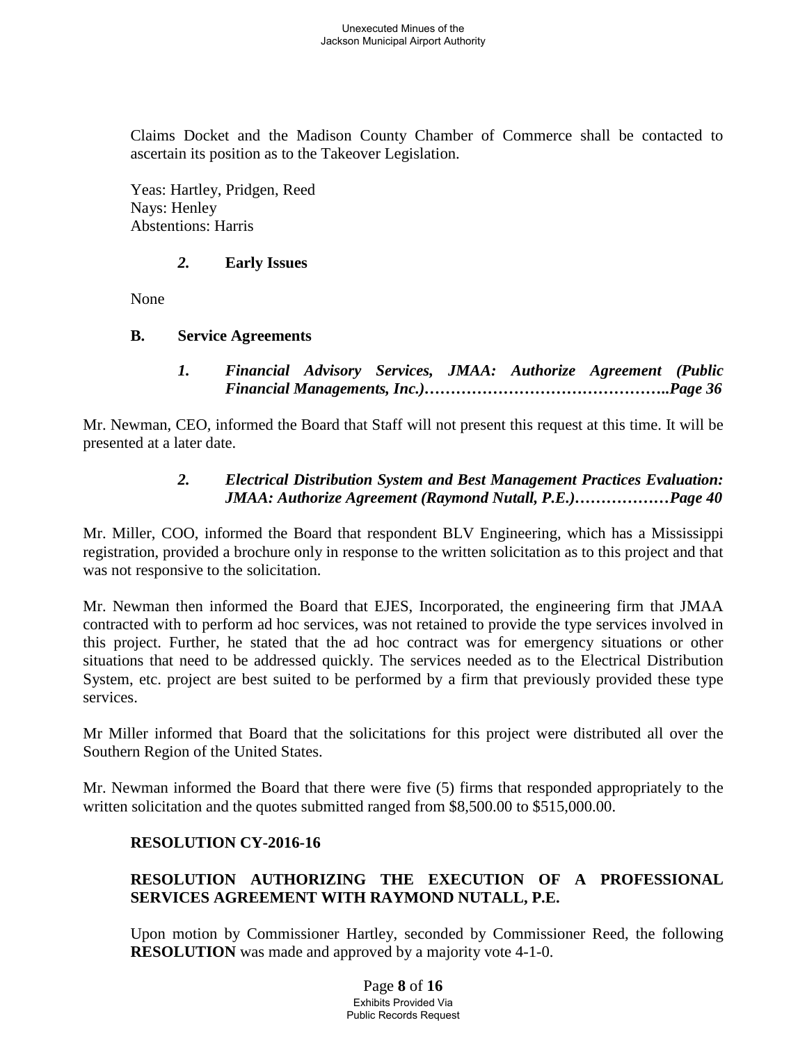Claims Docket and the Madison County Chamber of Commerce shall be contacted to ascertain its position as to the Takeover Legislation.

Yeas: Hartley, Pridgen, Reed
Nays: Henley
Abstentions: Harris

***2.* Early Issues**

None

**B. Service Agreements**

***1. Financial Advisory Services, JMAA: Authorize Agreement (Public Financial Managements, Inc.)……………………………………..Page 36***

Mr. Newman, CEO, informed the Board that Staff will not present this request at this time. It will be presented at a later date.

***2. Electrical Distribution System and Best Management Practices Evaluation: JMAA: Authorize Agreement (Raymond Nutall, P.E.)………………Page 40***

Mr. Miller, COO, informed the Board that respondent BLV Engineering, which has a Mississippi registration, provided a brochure only in response to the written solicitation as to this project and that was not responsive to the solicitation.

Mr. Newman then informed the Board that EJES, Incorporated, the engineering firm that JMAA contracted with to perform ad hoc services, was not retained to provide the type services involved in this project. Further, he stated that the ad hoc contract was for emergency situations or other situations that need to be addressed quickly. The services needed as to the Electrical Distribution System, etc. project are best suited to be performed by a firm that previously provided these type services.

Mr Miller informed that Board that the solicitations for this project were distributed all over the Southern Region of the United States.

Mr. Newman informed the Board that there were five (5) firms that responded appropriately to the written solicitation and the quotes submitted ranged from $8,500.00 to $515,000.00.

**RESOLUTION CY-2016-16**

**RESOLUTION AUTHORIZING THE EXECUTION OF A PROFESSIONAL SERVICES AGREEMENT WITH RAYMOND NUTALL, P.E.**

Upon motion by Commissioner Hartley, seconded by Commissioner Reed, the following **RESOLUTION** was made and approved by a majority vote 4-1-0.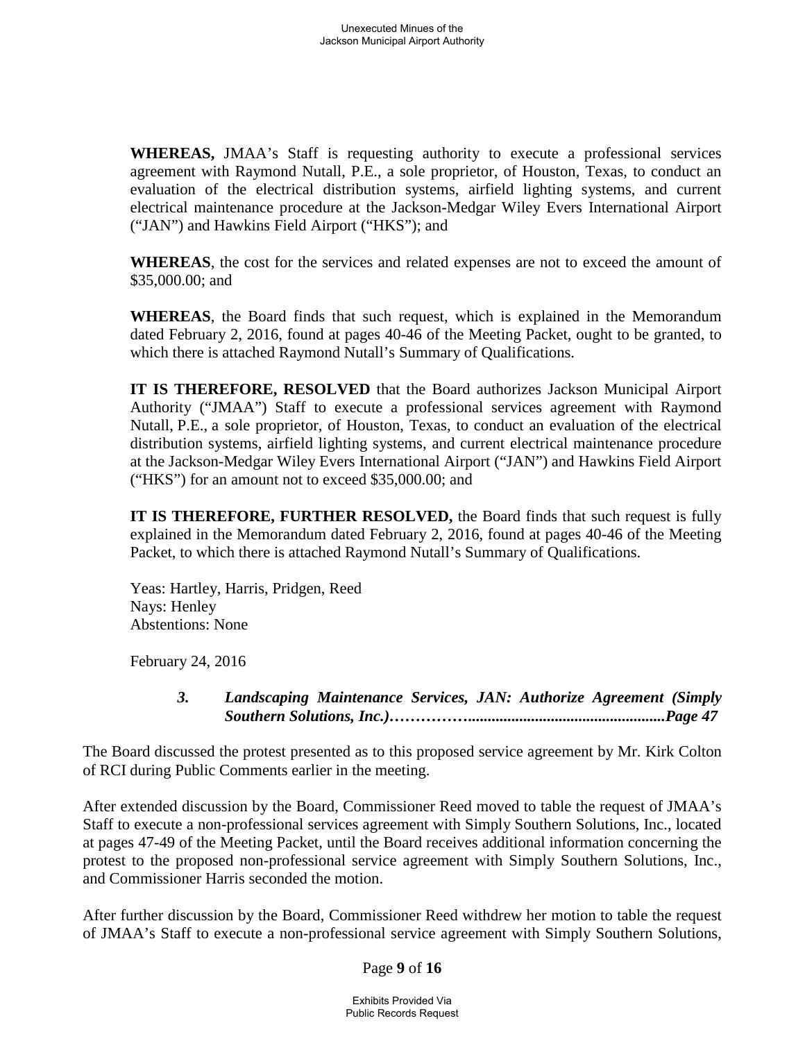**WHEREAS,** JMAA's Staff is requesting authority to execute a professional services agreement with Raymond Nutall, P.E., a sole proprietor, of Houston, Texas, to conduct an evaluation of the electrical distribution systems, airfield lighting systems, and current electrical maintenance procedure at the Jackson-Medgar Wiley Evers International Airport ("JAN") and Hawkins Field Airport ("HKS"); and

**WHEREAS**, the cost for the services and related expenses are not to exceed the amount of $35,000.00; and

**WHEREAS**, the Board finds that such request, which is explained in the Memorandum dated February 2, 2016, found at pages 40-46 of the Meeting Packet, ought to be granted, to which there is attached Raymond Nutall's Summary of Qualifications.

**IT IS THEREFORE, RESOLVED** that the Board authorizes Jackson Municipal Airport Authority ("JMAA") Staff to execute a professional services agreement with Raymond Nutall, P.E., a sole proprietor, of Houston, Texas, to conduct an evaluation of the electrical distribution systems, airfield lighting systems, and current electrical maintenance procedure at the Jackson-Medgar Wiley Evers International Airport ("JAN") and Hawkins Field Airport ("HKS") for an amount not to exceed $35,000.00; and

**IT IS THEREFORE, FURTHER RESOLVED,** the Board finds that such request is fully explained in the Memorandum dated February 2, 2016, found at pages 40-46 of the Meeting Packet, to which there is attached Raymond Nutall's Summary of Qualifications.

Yeas: Hartley, Harris, Pridgen, Reed
Nays: Henley
Abstentions: None

February 24, 2016

***3. Landscaping Maintenance Services, JAN: Authorize Agreement (Simply Southern Solutions, Inc.)……………..................................................Page 47***

The Board discussed the protest presented as to this proposed service agreement by Mr. Kirk Colton of RCI during Public Comments earlier in the meeting.

After extended discussion by the Board, Commissioner Reed moved to table the request of JMAA's Staff to execute a non-professional services agreement with Simply Southern Solutions, Inc., located at pages 47-49 of the Meeting Packet, until the Board receives additional information concerning the protest to the proposed non-professional service agreement with Simply Southern Solutions, Inc., and Commissioner Harris seconded the motion.

After further discussion by the Board, Commissioner Reed withdrew her motion to table the request of JMAA's Staff to execute a non-professional service agreement with Simply Southern Solutions,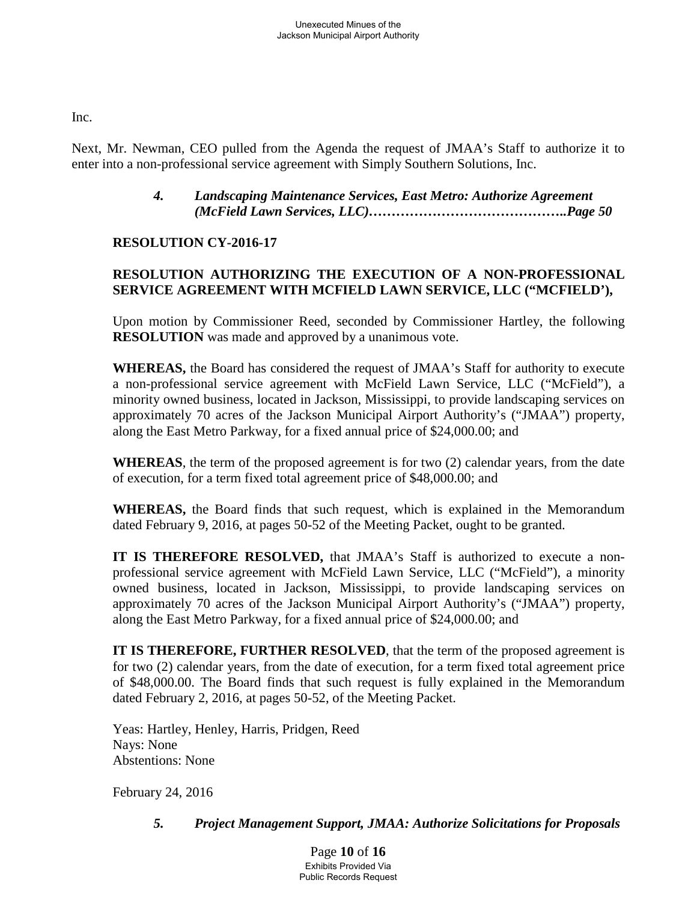Inc.

Next, Mr. Newman, CEO pulled from the Agenda the request of JMAA's Staff to authorize it to enter into a non-professional service agreement with Simply Southern Solutions, Inc.

> ***4. Landscaping Maintenance Services, East Metro: Authorize Agreement (McField Lawn Services, LLC)……………………………………..Page 50***

**RESOLUTION CY-2016-17**

**RESOLUTION AUTHORIZING THE EXECUTION OF A NON-PROFESSIONAL SERVICE AGREEMENT WITH MCFIELD LAWN SERVICE, LLC ("MCFIELD'),**

Upon motion by Commissioner Reed, seconded by Commissioner Hartley, the following **RESOLUTION** was made and approved by a unanimous vote.

**WHEREAS,** the Board has considered the request of JMAA's Staff for authority to execute a non-professional service agreement with McField Lawn Service, LLC ("McField"), a minority owned business, located in Jackson, Mississippi, to provide landscaping services on approximately 70 acres of the Jackson Municipal Airport Authority's ("JMAA") property, along the East Metro Parkway, for a fixed annual price of $24,000.00; and

**WHEREAS**, the term of the proposed agreement is for two (2) calendar years, from the date of execution, for a term fixed total agreement price of $48,000.00; and

**WHEREAS,** the Board finds that such request, which is explained in the Memorandum dated February 9, 2016, at pages 50-52 of the Meeting Packet, ought to be granted.

**IT IS THEREFORE RESOLVED,** that JMAA's Staff is authorized to execute a non-professional service agreement with McField Lawn Service, LLC ("McField"), a minority owned business, located in Jackson, Mississippi, to provide landscaping services on approximately 70 acres of the Jackson Municipal Airport Authority's ("JMAA") property, along the East Metro Parkway, for a fixed annual price of $24,000.00; and

**IT IS THEREFORE, FURTHER RESOLVED**, that the term of the proposed agreement is for two (2) calendar years, from the date of execution, for a term fixed total agreement price of $48,000.00. The Board finds that such request is fully explained in the Memorandum dated February 2, 2016, at pages 50-52, of the Meeting Packet.

Yeas: Hartley, Henley, Harris, Pridgen, Reed
Nays: None
Abstentions: None

February 24, 2016

> ***5. Project Management Support, JMAA: Authorize Solicitations for Proposals***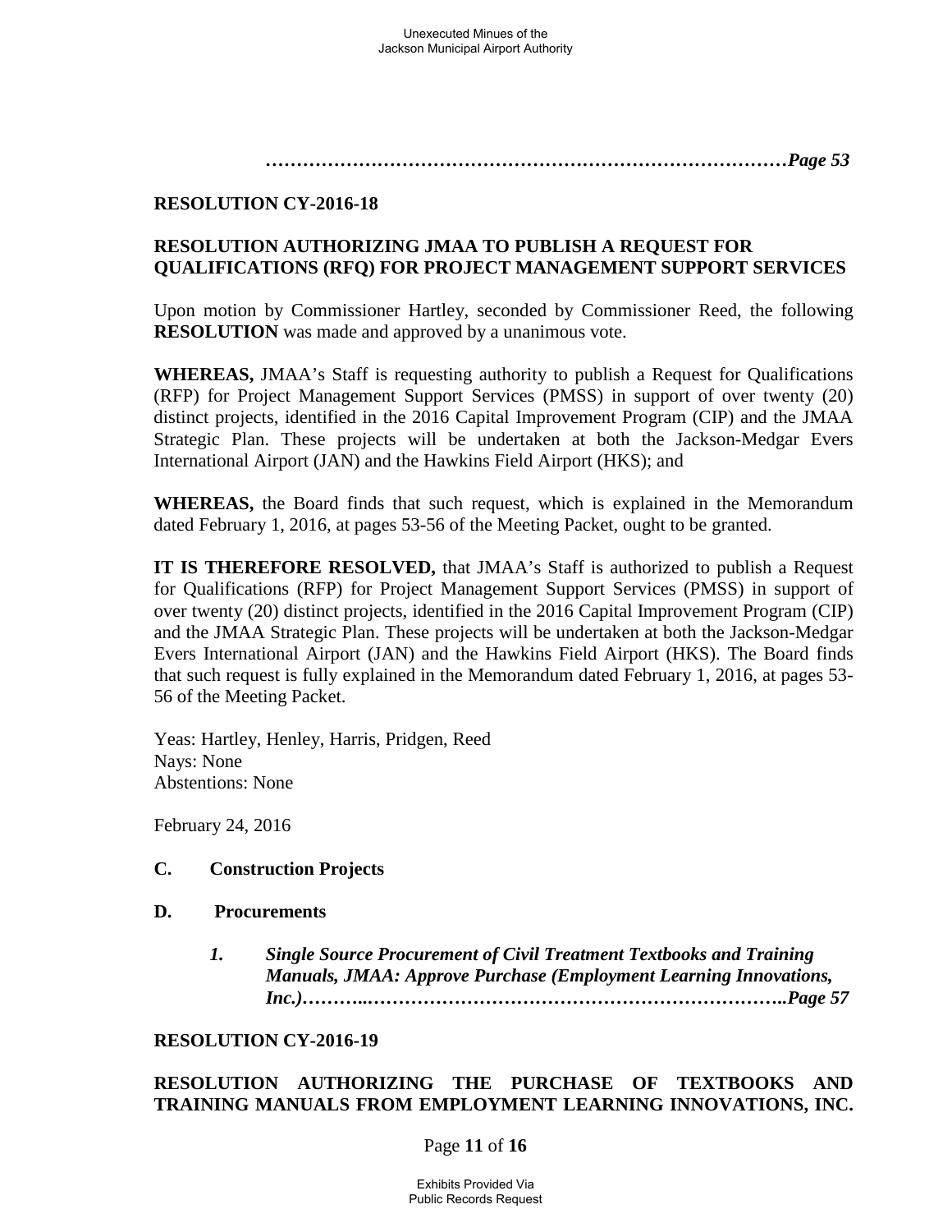***……………………………………………………………………………Page 53***

**RESOLUTION CY-2016-18**

**RESOLUTION AUTHORIZING JMAA TO PUBLISH A REQUEST FOR QUALIFICATIONS (RFQ) FOR PROJECT MANAGEMENT SUPPORT SERVICES**

Upon motion by Commissioner Hartley, seconded by Commissioner Reed, the following **RESOLUTION** was made and approved by a unanimous vote.

**WHEREAS,** JMAA's Staff is requesting authority to publish a Request for Qualifications (RFP) for Project Management Support Services (PMSS) in support of over twenty (20) distinct projects, identified in the 2016 Capital Improvement Program (CIP) and the JMAA Strategic Plan. These projects will be undertaken at both the Jackson-Medgar Evers International Airport (JAN) and the Hawkins Field Airport (HKS); and

**WHEREAS,** the Board finds that such request, which is explained in the Memorandum dated February 1, 2016, at pages 53-56 of the Meeting Packet, ought to be granted.

**IT IS THEREFORE RESOLVED,** that JMAA's Staff is authorized to publish a Request for Qualifications (RFP) for Project Management Support Services (PMSS) in support of over twenty (20) distinct projects, identified in the 2016 Capital Improvement Program (CIP) and the JMAA Strategic Plan. These projects will be undertaken at both the Jackson-Medgar Evers International Airport (JAN) and the Hawkins Field Airport (HKS). The Board finds that such request is fully explained in the Memorandum dated February 1, 2016, at pages 53-56 of the Meeting Packet.

Yeas: Hartley, Henley, Harris, Pridgen, Reed
Nays: None
Abstentions: None

February 24, 2016

**C. Construction Projects**

**D. Procurements**

1. ***Single Source Procurement of Civil Treatment Textbooks and Training Manuals, JMAA: Approve Purchase (Employment Learning Innovations, Inc.)………..……………………………………………………………..Page 57***

**RESOLUTION CY-2016-19**

**RESOLUTION AUTHORIZING THE PURCHASE OF TEXTBOOKS AND TRAINING MANUALS FROM EMPLOYMENT LEARNING INNOVATIONS, INC.**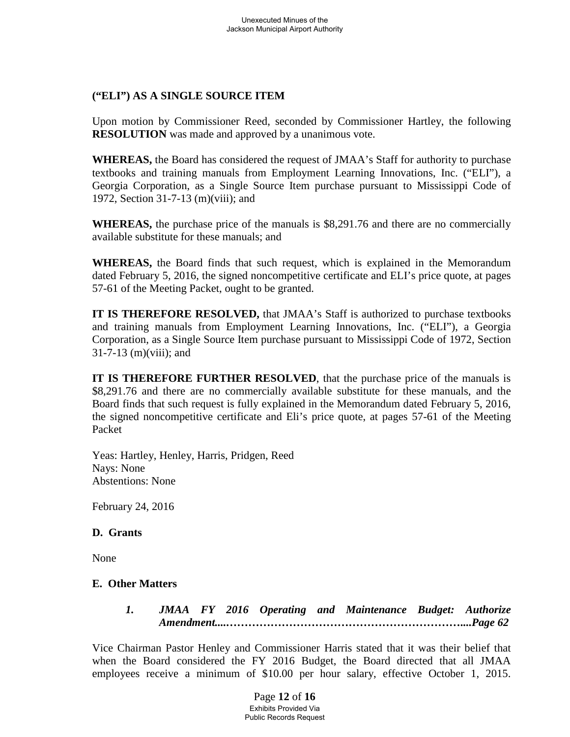**("ELI") AS A SINGLE SOURCE ITEM**

Upon motion by Commissioner Reed, seconded by Commissioner Hartley, the following **RESOLUTION** was made and approved by a unanimous vote.

**WHEREAS,** the Board has considered the request of JMAA's Staff for authority to purchase textbooks and training manuals from Employment Learning Innovations, Inc. ("ELI"), a Georgia Corporation, as a Single Source Item purchase pursuant to Mississippi Code of 1972, Section 31-7-13 (m)(viii); and

**WHEREAS,** the purchase price of the manuals is $8,291.76 and there are no commercially available substitute for these manuals; and

**WHEREAS,** the Board finds that such request, which is explained in the Memorandum dated February 5, 2016, the signed noncompetitive certificate and ELI's price quote, at pages 57-61 of the Meeting Packet, ought to be granted.

**IT IS THEREFORE RESOLVED,** that JMAA's Staff is authorized to purchase textbooks and training manuals from Employment Learning Innovations, Inc. ("ELI"), a Georgia Corporation, as a Single Source Item purchase pursuant to Mississippi Code of 1972, Section 31-7-13 (m)(viii); and

**IT IS THEREFORE FURTHER RESOLVED**, that the purchase price of the manuals is $8,291.76 and there are no commercially available substitute for these manuals, and the Board finds that such request is fully explained in the Memorandum dated February 5, 2016, the signed noncompetitive certificate and Eli's price quote, at pages 57-61 of the Meeting Packet

Yeas: Hartley, Henley, Harris, Pridgen, Reed
Nays: None
Abstentions: None

February 24, 2016

**D. Grants**

None

**E. Other Matters**

***1. JMAA FY 2016 Operating and Maintenance Budget: Authorize Amendment....……………………………………………………….....Page 62***

Vice Chairman Pastor Henley and Commissioner Harris stated that it was their belief that when the Board considered the FY 2016 Budget, the Board directed that all JMAA employees receive a minimum of $10.00 per hour salary, effective October 1, 2015.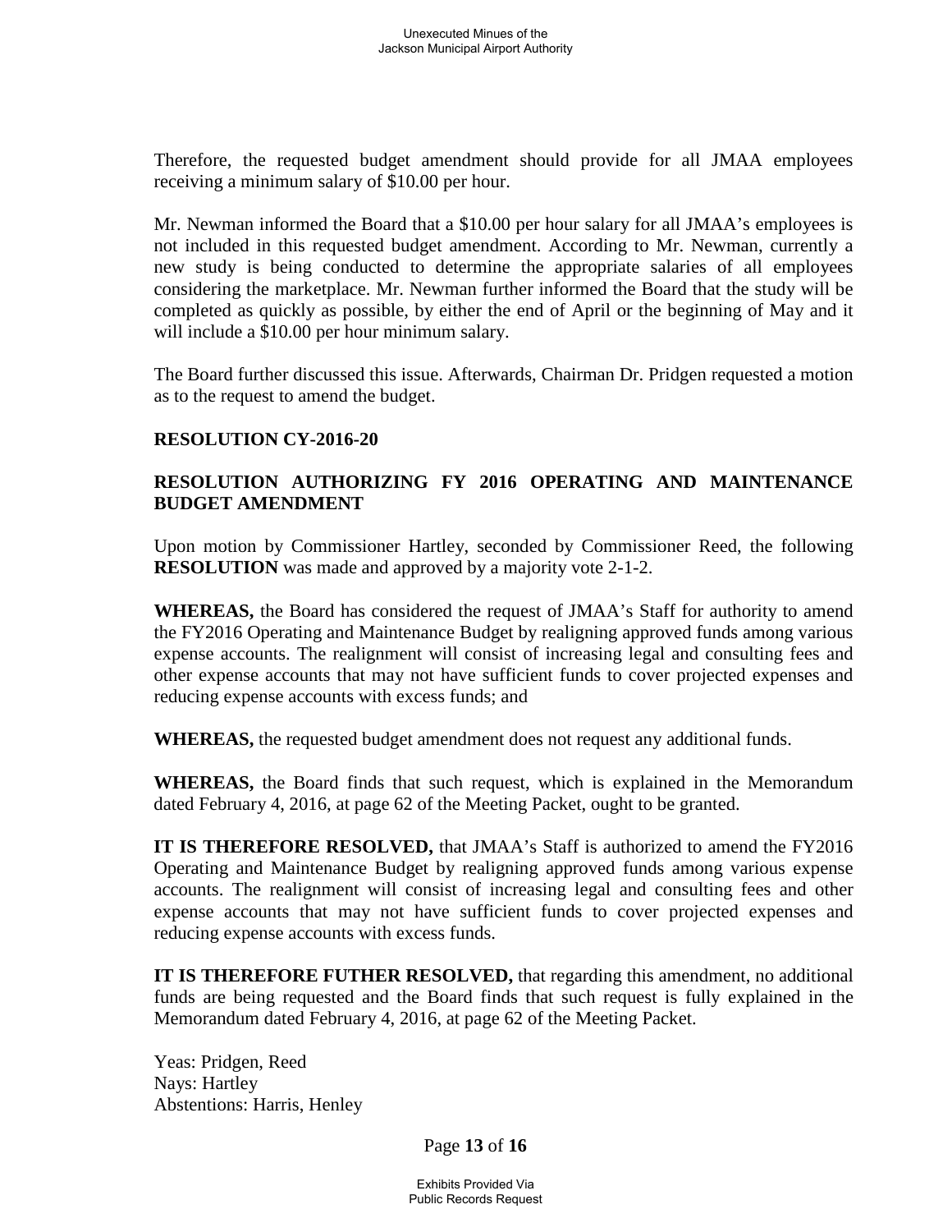Therefore, the requested budget amendment should provide for all JMAA employees receiving a minimum salary of $10.00 per hour.

Mr. Newman informed the Board that a $10.00 per hour salary for all JMAA's employees is not included in this requested budget amendment. According to Mr. Newman, currently a new study is being conducted to determine the appropriate salaries of all employees considering the marketplace. Mr. Newman further informed the Board that the study will be completed as quickly as possible, by either the end of April or the beginning of May and it will include a $10.00 per hour minimum salary.

The Board further discussed this issue. Afterwards, Chairman Dr. Pridgen requested a motion as to the request to amend the budget.

**RESOLUTION CY-2016-20**

**RESOLUTION AUTHORIZING FY 2016 OPERATING AND MAINTENANCE BUDGET AMENDMENT**

Upon motion by Commissioner Hartley, seconded by Commissioner Reed, the following **RESOLUTION** was made and approved by a majority vote 2-1-2.

**WHEREAS,** the Board has considered the request of JMAA's Staff for authority to amend the FY2016 Operating and Maintenance Budget by realigning approved funds among various expense accounts. The realignment will consist of increasing legal and consulting fees and other expense accounts that may not have sufficient funds to cover projected expenses and reducing expense accounts with excess funds; and

**WHEREAS,** the requested budget amendment does not request any additional funds.

**WHEREAS,** the Board finds that such request, which is explained in the Memorandum dated February 4, 2016, at page 62 of the Meeting Packet, ought to be granted.

**IT IS THEREFORE RESOLVED,** that JMAA's Staff is authorized to amend the FY2016 Operating and Maintenance Budget by realigning approved funds among various expense accounts. The realignment will consist of increasing legal and consulting fees and other expense accounts that may not have sufficient funds to cover projected expenses and reducing expense accounts with excess funds.

**IT IS THEREFORE FUTHER RESOLVED,** that regarding this amendment, no additional funds are being requested and the Board finds that such request is fully explained in the Memorandum dated February 4, 2016, at page 62 of the Meeting Packet.

Yeas: Pridgen, Reed
Nays: Hartley
Abstentions: Harris, Henley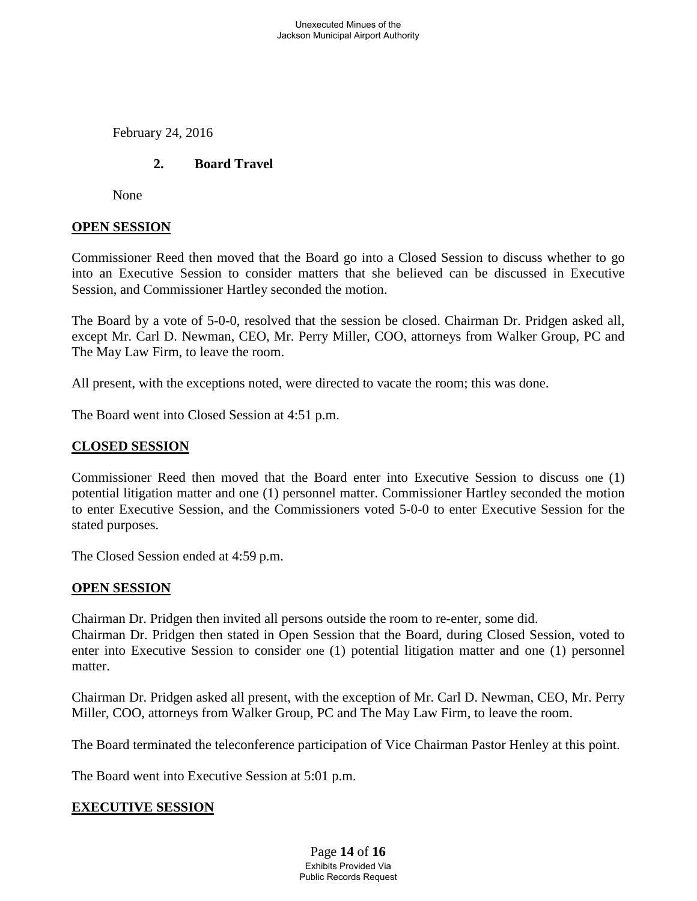February 24, 2016

**2. Board Travel**

None

**OPEN SESSION**

Commissioner Reed then moved that the Board go into a Closed Session to discuss whether to go into an Executive Session to consider matters that she believed can be discussed in Executive Session, and Commissioner Hartley seconded the motion.

The Board by a vote of 5-0-0, resolved that the session be closed. Chairman Dr. Pridgen asked all, except Mr. Carl D. Newman, CEO, Mr. Perry Miller, COO, attorneys from Walker Group, PC and The May Law Firm, to leave the room.

All present, with the exceptions noted, were directed to vacate the room; this was done.

The Board went into Closed Session at 4:51 p.m.

**CLOSED SESSION**

Commissioner Reed then moved that the Board enter into Executive Session to discuss one (1) potential litigation matter and one (1) personnel matter. Commissioner Hartley seconded the motion to enter Executive Session, and the Commissioners voted 5-0-0 to enter Executive Session for the stated purposes.

The Closed Session ended at 4:59 p.m.

**OPEN SESSION**

Chairman Dr. Pridgen then invited all persons outside the room to re-enter, some did.
Chairman Dr. Pridgen then stated in Open Session that the Board, during Closed Session, voted to enter into Executive Session to consider one (1) potential litigation matter and one (1) personnel matter.

Chairman Dr. Pridgen asked all present, with the exception of Mr. Carl D. Newman, CEO, Mr. Perry Miller, COO, attorneys from Walker Group, PC and The May Law Firm, to leave the room.

The Board terminated the teleconference participation of Vice Chairman Pastor Henley at this point.

The Board went into Executive Session at 5:01 p.m.

**EXECUTIVE SESSION**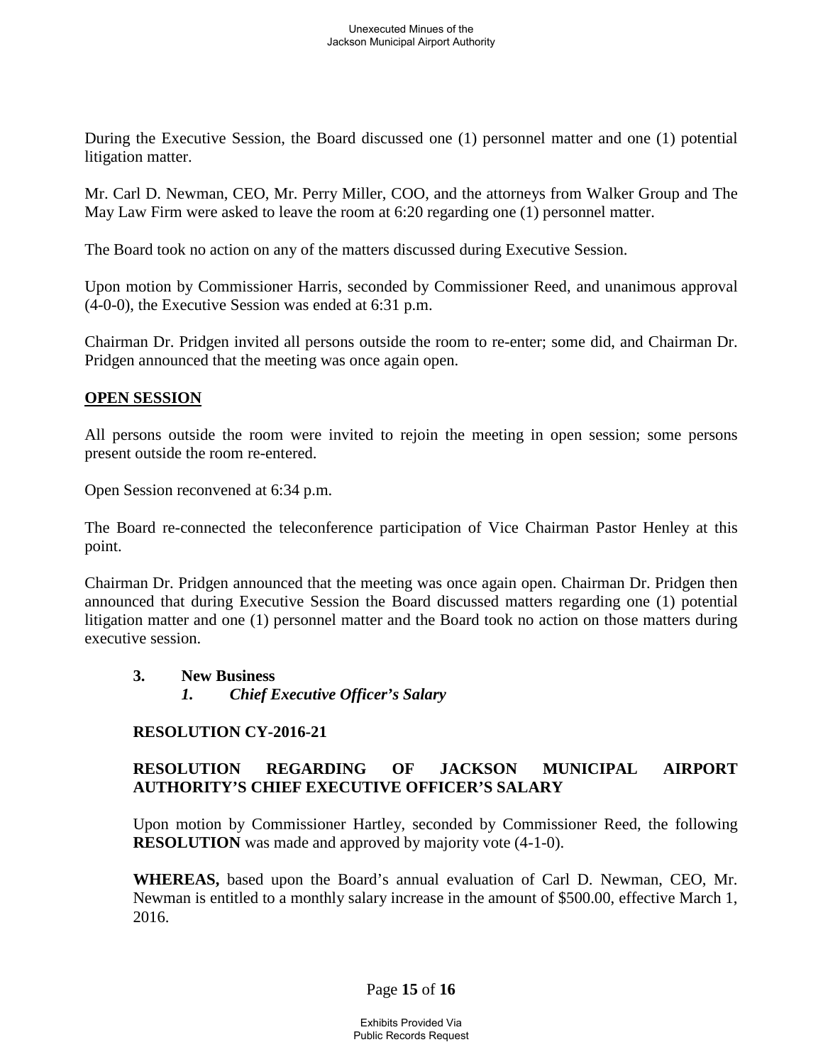During the Executive Session, the Board discussed one (1) personnel matter and one (1) potential litigation matter.

Mr. Carl D. Newman, CEO, Mr. Perry Miller, COO, and the attorneys from Walker Group and The May Law Firm were asked to leave the room at 6:20 regarding one (1) personnel matter.

The Board took no action on any of the matters discussed during Executive Session.

Upon motion by Commissioner Harris, seconded by Commissioner Reed, and unanimous approval (4-0-0), the Executive Session was ended at 6:31 p.m.

Chairman Dr. Pridgen invited all persons outside the room to re-enter; some did, and Chairman Dr. Pridgen announced that the meeting was once again open.

## OPEN SESSION

All persons outside the room were invited to rejoin the meeting in open session; some persons present outside the room re-entered.

Open Session reconvened at 6:34 p.m.

The Board re-connected the teleconference participation of Vice Chairman Pastor Henley at this point.

Chairman Dr. Pridgen announced that the meeting was once again open. Chairman Dr. Pridgen then announced that during Executive Session the Board discussed matters regarding one (1) potential litigation matter and one (1) personnel matter and the Board took no action on those matters during executive session.

**3. New Business**

***1. Chief Executive Officer's Salary***

**RESOLUTION CY-2016-21**

**RESOLUTION REGARDING OF JACKSON MUNICIPAL AIRPORT AUTHORITY'S CHIEF EXECUTIVE OFFICER'S SALARY**

Upon motion by Commissioner Hartley, seconded by Commissioner Reed, the following **RESOLUTION** was made and approved by majority vote (4-1-0).

**WHEREAS,** based upon the Board's annual evaluation of Carl D. Newman, CEO, Mr. Newman is entitled to a monthly salary increase in the amount of $500.00, effective March 1, 2016.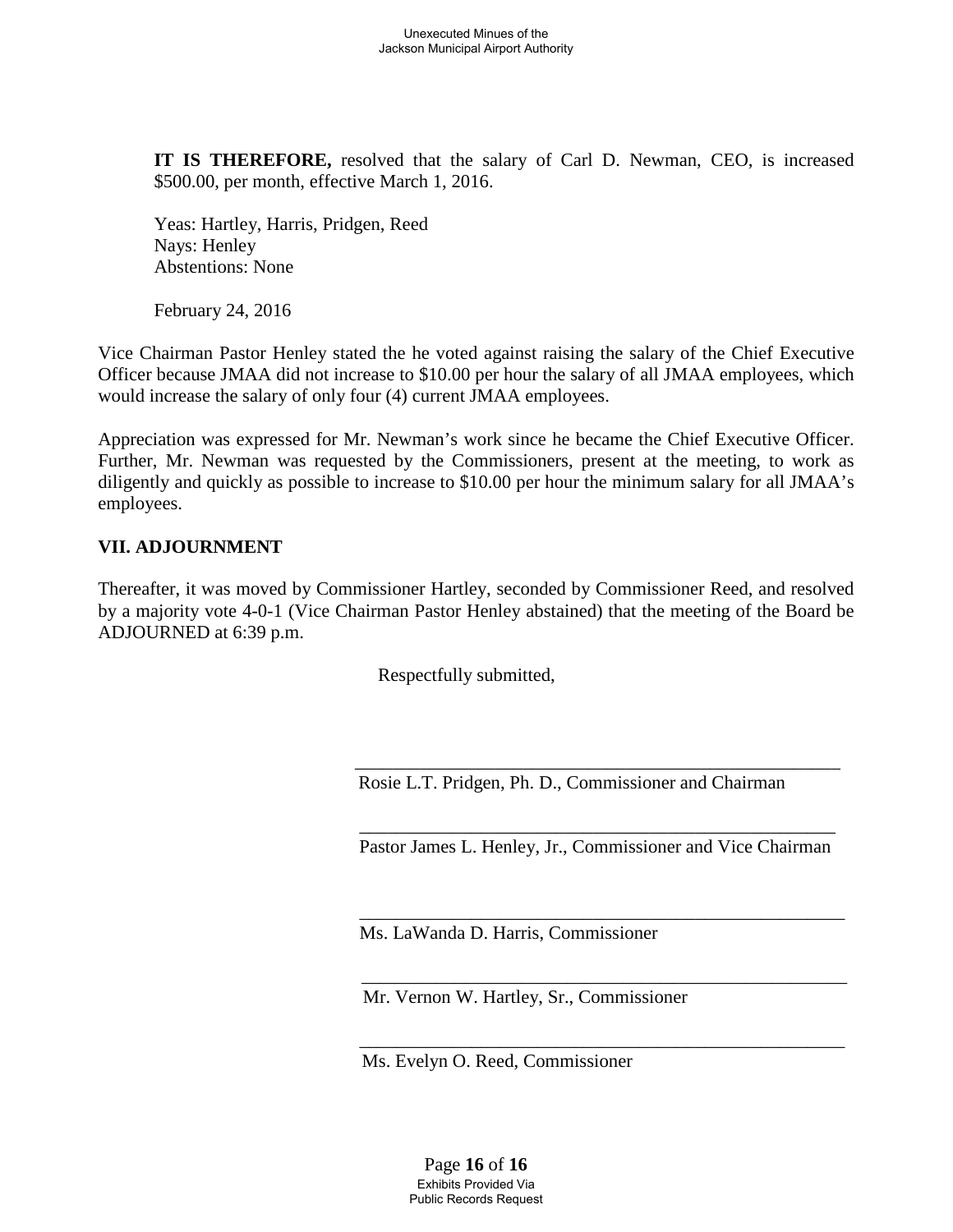**IT IS THEREFORE,** resolved that the salary of Carl D. Newman, CEO, is increased \$500.00, per month, effective March 1, 2016.

Yeas: Hartley, Harris, Pridgen, Reed
Nays: Henley
Abstentions: None

February 24, 2016

Vice Chairman Pastor Henley stated the he voted against raising the salary of the Chief Executive Officer because JMAA did not increase to \$10.00 per hour the salary of all JMAA employees, which would increase the salary of only four (4) current JMAA employees.

Appreciation was expressed for Mr. Newman's work since he became the Chief Executive Officer. Further, Mr. Newman was requested by the Commissioners, present at the meeting, to work as diligently and quickly as possible to increase to \$10.00 per hour the minimum salary for all JMAA's employees.

## VII. ADJOURNMENT

Thereafter, it was moved by Commissioner Hartley, seconded by Commissioner Reed, and resolved by a majority vote 4-0-1 (Vice Chairman Pastor Henley abstained) that the meeting of the Board be ADJOURNED at 6:39 p.m.

Respectfully submitted,

\_\_\_\_\_\_\_\_\_\_\_\_\_\_\_\_\_\_\_\_\_\_\_\_\_\_\_\_\_\_\_\_\_\_\_\_\_\_\_\_\_\_\_\_
Rosie L.T. Pridgen, Ph. D., Commissioner and Chairman

\_\_\_\_\_\_\_\_\_\_\_\_\_\_\_\_\_\_\_\_\_\_\_\_\_\_\_\_\_\_\_\_\_\_\_\_\_\_\_\_\_\_\_\_
Pastor James L. Henley, Jr., Commissioner and Vice Chairman

\_\_\_\_\_\_\_\_\_\_\_\_\_\_\_\_\_\_\_\_\_\_\_\_\_\_\_\_\_\_\_\_\_\_\_\_\_\_\_\_\_\_\_\_
Ms. LaWanda D. Harris, Commissioner

\_\_\_\_\_\_\_\_\_\_\_\_\_\_\_\_\_\_\_\_\_\_\_\_\_\_\_\_\_\_\_\_\_\_\_\_\_\_\_\_\_\_\_\_
Mr. Vernon W. Hartley, Sr., Commissioner

\_\_\_\_\_\_\_\_\_\_\_\_\_\_\_\_\_\_\_\_\_\_\_\_\_\_\_\_\_\_\_\_\_\_\_\_\_\_\_\_\_\_\_\_
Ms. Evelyn O. Reed, Commissioner

Exhibits Provided Via
Public Records Request